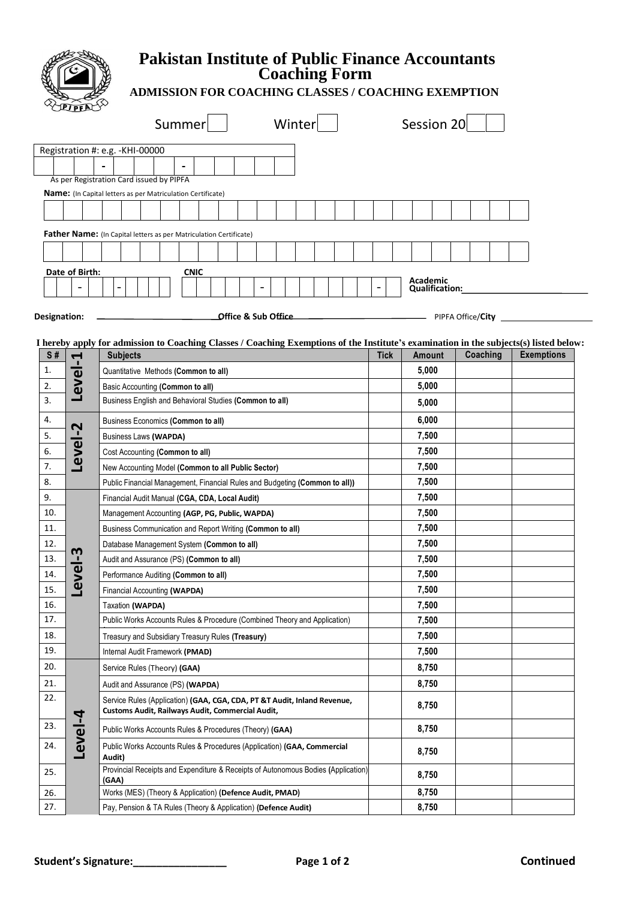# Pakistan Institute of Public Finance Accountants

## Coaching Form

### ADMISSION FOR COACHING CLASSES / COACHING EXEMPTION

Summer [ ] Winter [ ] Session 20[ ][ ]

Registration #: e.g. -KHI-00000

[ ][ ][ ] - [ ][ ][ ][ ] - [ ][ ][ ][ ][ ]

As per Registration Card issued by PIPFA

**Name:** (In Capital letters as per Matriculation Certificate)

**Father Name:** (In Capital letters as per Matriculation Certificate)

**Date of Birth:** [ ][ ] - [ ][ ] - [ ][ ][ ][ ]  **CNIC** [ ][ ][ ][ ][ ] - [ ][ ][ ][ ][ ][ ][ ] - [ ]  **Academic Qualification:**________________

**Designation:** ____________________ **Office & Sub Office** ____________________ PIPFA Office/**City** ____________________

**I hereby apply for admission to Coaching Classes / Coaching Exemptions of the Institute's examination in the subjects(s) listed below:**

| S # | | Subjects | Tick | Amount | Coaching | Exemptions |
|---|---|---|---|---|---|---|
| 1. | Level-1 | Quantitative Methods **(Common to all)** | | 5,000 | | |
| 2. | | Basic Accounting **(Common to all)** | | 5,000 | | |
| 3. | | Business English and Behavioral Studies **(Common to all)** | | 5,000 | | |
| 4. | Level-2 | Business Economics **(Common to all)** | | 6,000 | | |
| 5. | | Business Laws **(WAPDA)** | | 7,500 | | |
| 6. | | Cost Accounting **(Common to all)** | | 7,500 | | |
| 7. | | New Accounting Model **(Common to all Public Sector)** | | 7,500 | | |
| 8. | | Public Financial Management, Financial Rules and Budgeting **(Common to all))** | | 7,500 | | |
| 9. | Level-3 | Financial Audit Manual **(CGA, CDA, Local Audit)** | | 7,500 | | |
| 10. | | Management Accounting **(AGP, PG, Public, WAPDA)** | | 7,500 | | |
| 11. | | Business Communication and Report Writing **(Common to all)** | | 7,500 | | |
| 12. | | Database Management System **(Common to all)** | | 7,500 | | |
| 13. | | Audit and Assurance (PS) **(Common to all)** | | 7,500 | | |
| 14. | | Performance Auditing **(Common to all)** | | 7,500 | | |
| 15. | | Financial Accounting **(WAPDA)** | | 7,500 | | |
| 16. | | Taxation **(WAPDA)** | | 7,500 | | |
| 17. | | Public Works Accounts Rules & Procedure (Combined Theory and Application) | | 7,500 | | |
| 18. | | Treasury and Subsidiary Treasury Rules **(Treasury)** | | 7,500 | | |
| 19. | | Internal Audit Framework **(PMAD)** | | 7,500 | | |
| 20. | Level-4 | Service Rules (Theory) **(GAA)** | | 8,750 | | |
| 21. | | Audit and Assurance (PS) **(WAPDA)** | | 8,750 | | |
| 22. | | Service Rules (Application) **(GAA, CGA, CDA, PT &T Audit, Inland Revenue, Customs Audit, Railways Audit, Commercial Audit,** | | 8,750 | | |
| 23. | | Public Works Accounts Rules & Procedures (Theory) **(GAA)** | | 8,750 | | |
| 24. | | Public Works Accounts Rules & Procedures (Application) **(GAA, Commercial Audit)** | | 8,750 | | |
| 25. | | Provincial Receipts and Expenditure & Receipts of Autonomous Bodies (Application) **(GAA)** | | 8,750 | | |
| 26. | | Works (MES) (Theory & Application) **(Defence Audit, PMAD)** | | 8,750 | | |
| 27. | | Pay, Pension & TA Rules (Theory & Application) **(Defence Audit)** | | 8,750 | | |

**Student's Signature:**________________

**Continued**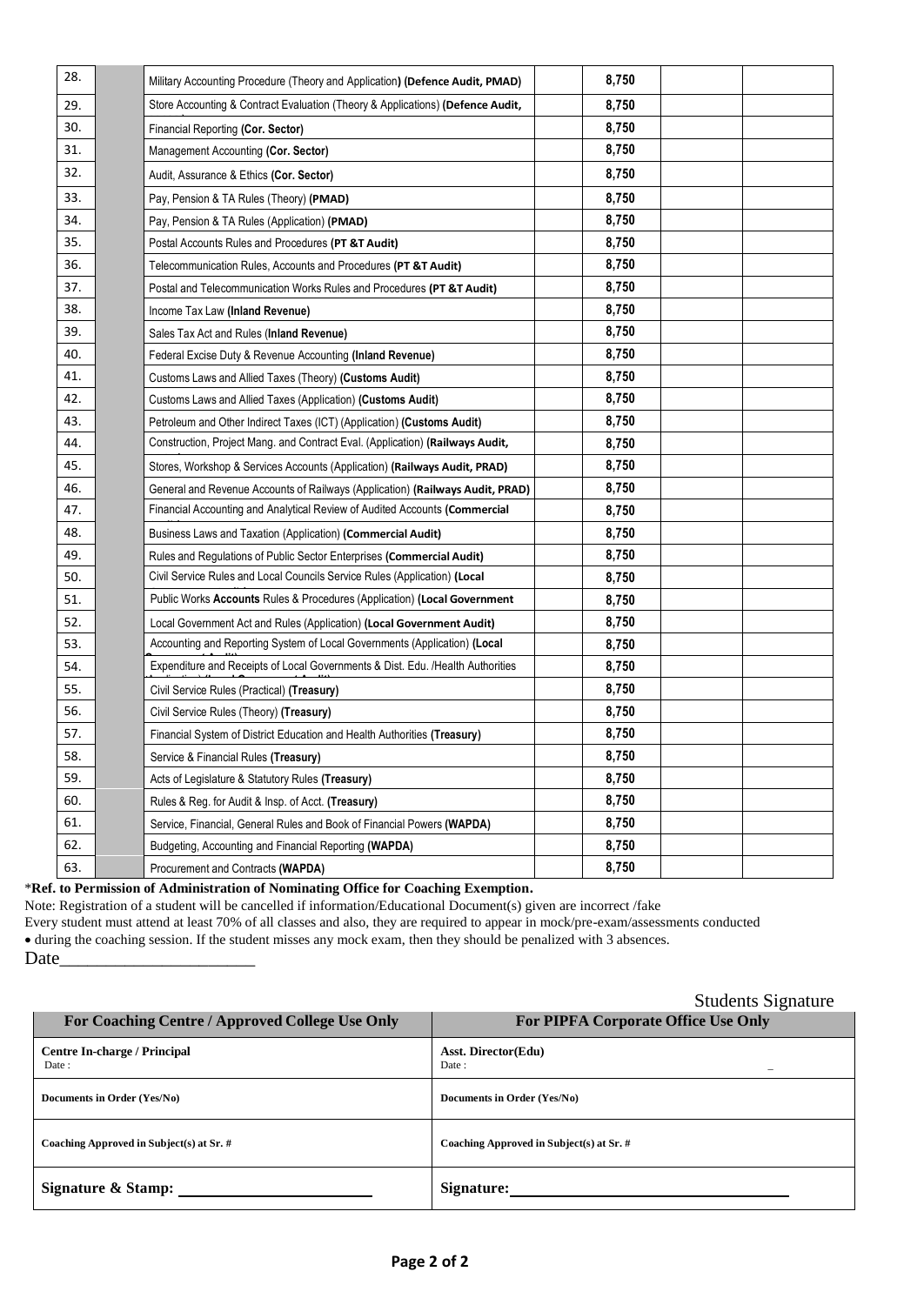| | | | | | | |
|---|---|---|---|---|---|---|
| 28. | | Military Accounting Procedure (Theory and Application) **(Defence Audit, PMAD)** | | 8,750 | | |
| 29. | | Store Accounting & Contract Evaluation (Theory & Applications) **(Defence Audit,** | | 8,750 | | |
| 30. | | Financial Reporting **(Cor. Sector)** | | 8,750 | | |
| 31. | | Management Accounting **(Cor. Sector)** | | 8,750 | | |
| 32. | | Audit, Assurance & Ethics **(Cor. Sector)** | | 8,750 | | |
| 33. | | Pay, Pension & TA Rules (Theory) **(PMAD)** | | 8,750 | | |
| 34. | | Pay, Pension & TA Rules (Application) **(PMAD)** | | 8,750 | | |
| 35. | | Postal Accounts Rules and Procedures **(PT &T Audit)** | | 8,750 | | |
| 36. | | Telecommunication Rules, Accounts and Procedures **(PT &T Audit)** | | 8,750 | | |
| 37. | | Postal and Telecommunication Works Rules and Procedures **(PT &T Audit)** | | 8,750 | | |
| 38. | | Income Tax Law **(Inland Revenue)** | | 8,750 | | |
| 39. | | Sales Tax Act and Rules **(Inland Revenue)** | | 8,750 | | |
| 40. | | Federal Excise Duty & Revenue Accounting **(Inland Revenue)** | | 8,750 | | |
| 41. | | Customs Laws and Allied Taxes (Theory) **(Customs Audit)** | | 8,750 | | |
| 42. | | Customs Laws and Allied Taxes (Application) **(Customs Audit)** | | 8,750 | | |
| 43. | | Petroleum and Other Indirect Taxes (ICT) (Application) **(Customs Audit)** | | 8,750 | | |
| 44. | | Construction, Project Mang. and Contract Eval. (Application) **(Railways Audit,** | | 8,750 | | |
| 45. | | Stores, Workshop & Services Accounts (Application) **(Railways Audit, PRAD)** | | 8,750 | | |
| 46. | | General and Revenue Accounts of Railways (Application) **(Railways Audit, PRAD)** | | 8,750 | | |
| 47. | | Financial Accounting and Analytical Review of Audited Accounts **(Commercial** | | 8,750 | | |
| 48. | | Business Laws and Taxation (Application) **(Commercial Audit)** | | 8,750 | | |
| 49. | | Rules and Regulations of Public Sector Enterprises **(Commercial Audit)** | | 8,750 | | |
| 50. | | Civil Service Rules and Local Councils Service Rules (Application) **(Local** | | 8,750 | | |
| 51. | | Public Works **Accounts** Rules & Procedures (Application) **(Local Government** | | 8,750 | | |
| 52. | | Local Government Act and Rules (Application) **(Local Government Audit)** | | 8,750 | | |
| 53. | | Accounting and Reporting System of Local Governments (Application) **(Local** | | 8,750 | | |
| 54. | | Expenditure and Receipts of Local Governments & Dist. Edu. /Health Authorities | | 8,750 | | |
| 55. | | Civil Service Rules (Practical) **(Treasury)** | | 8,750 | | |
| 56. | | Civil Service Rules (Theory) **(Treasury)** | | 8,750 | | |
| 57. | | Financial System of District Education and Health Authorities **(Treasury)** | | 8,750 | | |
| 58. | | Service & Financial Rules **(Treasury)** | | 8,750 | | |
| 59. | | Acts of Legislature & Statutory Rules **(Treasury)** | | 8,750 | | |
| 60. | | Rules & Reg. for Audit & Insp. of Acct. **(Treasury)** | | 8,750 | | |
| 61. | | Service, Financial, General Rules and Book of Financial Powers **(WAPDA)** | | 8,750 | | |
| 62. | | Budgeting, Accounting and Financial Reporting **(WAPDA)** | | 8,750 | | |
| 63. | | Procurement and Contracts **(WAPDA)** | | 8,750 | | |

***Ref. to Permission of Administration of Nominating Office for Coaching Exemption.**

Note: Registration of a student will be cancelled if information/Educational Document(s) given are incorrect /fake

Every student must attend at least 70% of all classes and also, they are required to appear in mock/pre-exam/assessments conducted

- during the coaching session. If the student misses any mock exam, then they should be penalized with 3 absences.

Date_______________________

Students Signature

| For Coaching Centre / Approved College Use Only | For PIPFA Corporate Office Use Only |
|---|---|
| **Centre In-charge / Principal**<br>Date : | **Asst. Director(Edu)**<br>Date : |
| **Documents in Order (Yes/No)** | **Documents in Order (Yes/No)** |
| **Coaching Approved in Subject(s) at Sr. #** | **Coaching Approved in Subject(s) at Sr. #** |
| **Signature & Stamp:** ______________________ | **Signature:** ______________________ |